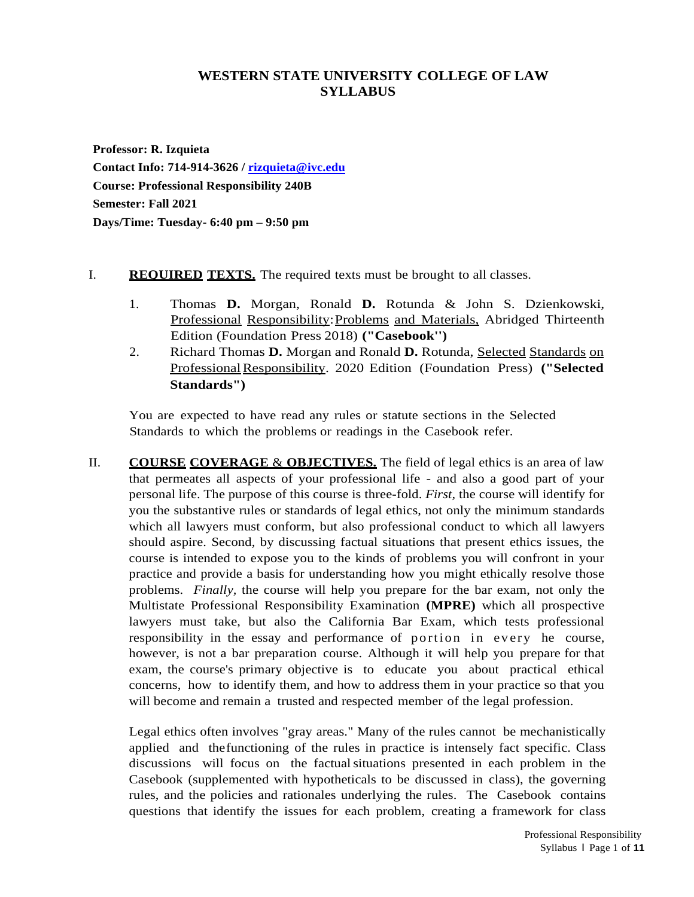# WESTERN STATE UNIVERSITY COLLEGE OF LAW SYLLABUS

**Professor: R. Izquieta**
**Contact Info: 714-914-3626 / rizquieta@ivc.edu**
**Course: Professional Responsibility 240B**
**Semester: Fall 2021**
**Days/Time: Tuesday- 6:40 pm – 9:50 pm**

I. **REQUIRED TEXTS.** The required texts must be brought to all classes.

1. Thomas **D.** Morgan, Ronald **D.** Rotunda & John S. Dzienkowski, Professional Responsibility: Problems and Materials, Abridged Thirteenth Edition (Foundation Press 2018) **("Casebook")**
2. Richard Thomas **D.** Morgan and Ronald **D.** Rotunda, Selected Standards on Professional Responsibility. 2020 Edition (Foundation Press) **("Selected Standards")**

You are expected to have read any rules or statute sections in the Selected Standards to which the problems or readings in the Casebook refer.

II. **COURSE COVERAGE & OBJECTIVES.** The field of legal ethics is an area of law that permeates all aspects of your professional life - and also a good part of your personal life. The purpose of this course is three-fold. *First,* the course will identify for you the substantive rules or standards of legal ethics, not only the minimum standards which all lawyers must conform, but also professional conduct to which all lawyers should aspire. Second, by discussing factual situations that present ethics issues, the course is intended to expose you to the kinds of problems you will confront in your practice and provide a basis for understanding how you might ethically resolve those problems. *Finally,* the course will help you prepare for the bar exam, not only the Multistate Professional Responsibility Examination **(MPRE)** which all prospective lawyers must take, but also the California Bar Exam, which tests professional responsibility in the essay and performance of portion in every he course, however, is not a bar preparation course. Although it will help you prepare for that exam, the course's primary objective is to educate you about practical ethical concerns, how to identify them, and how to address them in your practice so that you will become and remain a trusted and respected member of the legal profession.

Legal ethics often involves "gray areas." Many of the rules cannot be mechanistically applied and the functioning of the rules in practice is intensely fact specific. Class discussions will focus on the factual situations presented in each problem in the Casebook (supplemented with hypotheticals to be discussed in class), the governing rules, and the policies and rationales underlying the rules. The Casebook contains questions that identify the issues for each problem, creating a framework for class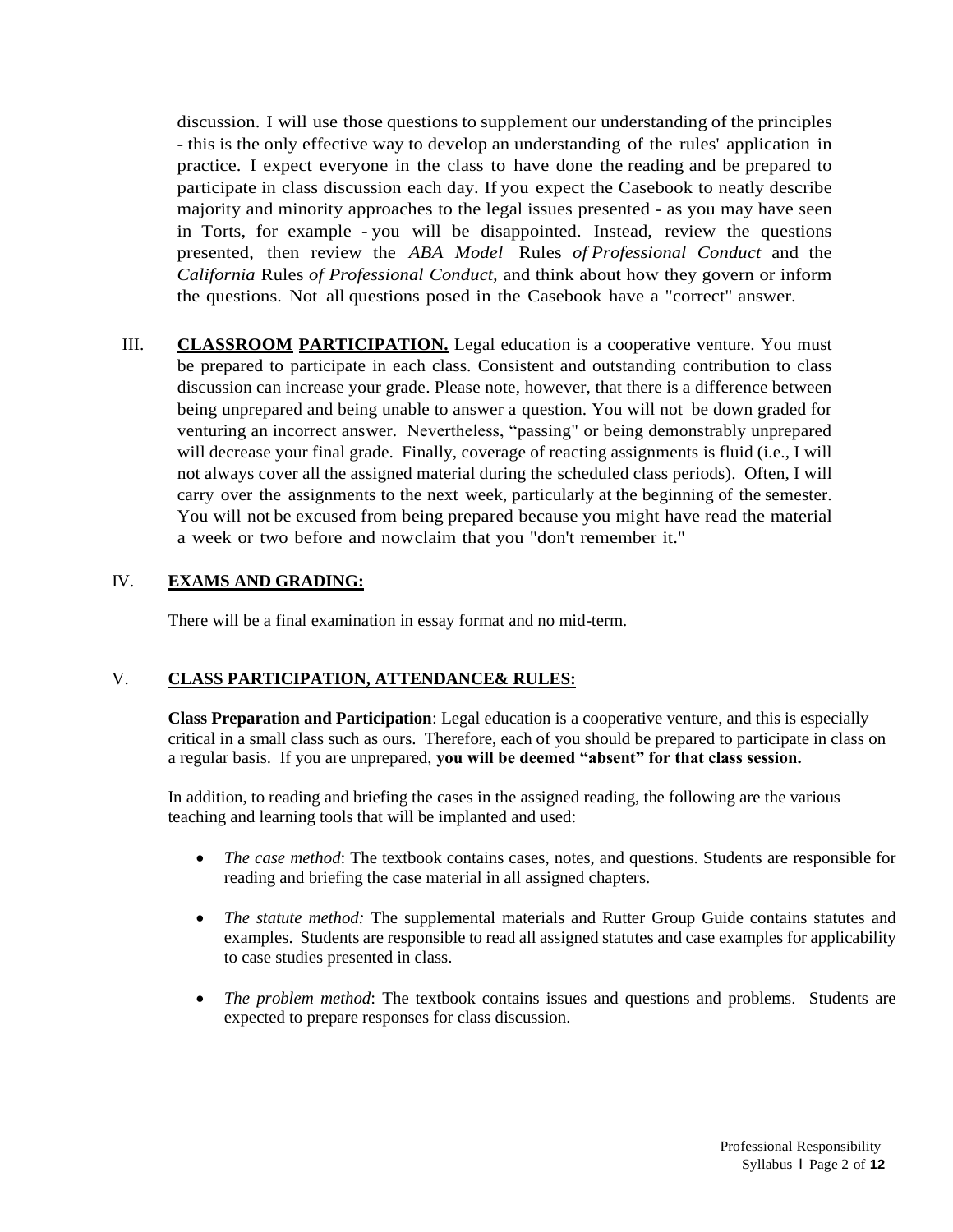discussion. I will use those questions to supplement our understanding of the principles - this is the only effective way to develop an understanding of the rules' application in practice. I expect everyone in the class to have done the reading and be prepared to participate in class discussion each day. If you expect the Casebook to neatly describe majority and minority approaches to the legal issues presented - as you may have seen in Torts, for example - you will be disappointed. Instead, review the questions presented, then review the *ABA Model* Rules *of Professional Conduct* and the *California* Rules *of Professional Conduct,* and think about how they govern or inform the questions. Not all questions posed in the Casebook have a "correct" answer.

III. **CLASSROOM PARTICIPATION.** Legal education is a cooperative venture. You must be prepared to participate in each class. Consistent and outstanding contribution to class discussion can increase your grade. Please note, however, that there is a difference between being unprepared and being unable to answer a question. You will not be down graded for venturing an incorrect answer. Nevertheless, "passing" or being demonstrably unprepared will decrease your final grade. Finally, coverage of reacting assignments is fluid (i.e., I will not always cover all the assigned material during the scheduled class periods). Often, I will carry over the assignments to the next week, particularly at the beginning of the semester. You will not be excused from being prepared because you might have read the material a week or two before and nowclaim that you "don't remember it."

## IV. EXAMS AND GRADING:

There will be a final examination in essay format and no mid-term.

## V. CLASS PARTICIPATION, ATTENDANCE& RULES:

**Class Preparation and Participation**: Legal education is a cooperative venture, and this is especially critical in a small class such as ours. Therefore, each of you should be prepared to participate in class on a regular basis. If you are unprepared, **you will be deemed "absent" for that class session.**

In addition, to reading and briefing the cases in the assigned reading, the following are the various teaching and learning tools that will be implanted and used:

- *The case method*: The textbook contains cases, notes, and questions. Students are responsible for reading and briefing the case material in all assigned chapters.
- *The statute method:* The supplemental materials and Rutter Group Guide contains statutes and examples. Students are responsible to read all assigned statutes and case examples for applicability to case studies presented in class.
- *The problem method*: The textbook contains issues and questions and problems. Students are expected to prepare responses for class discussion.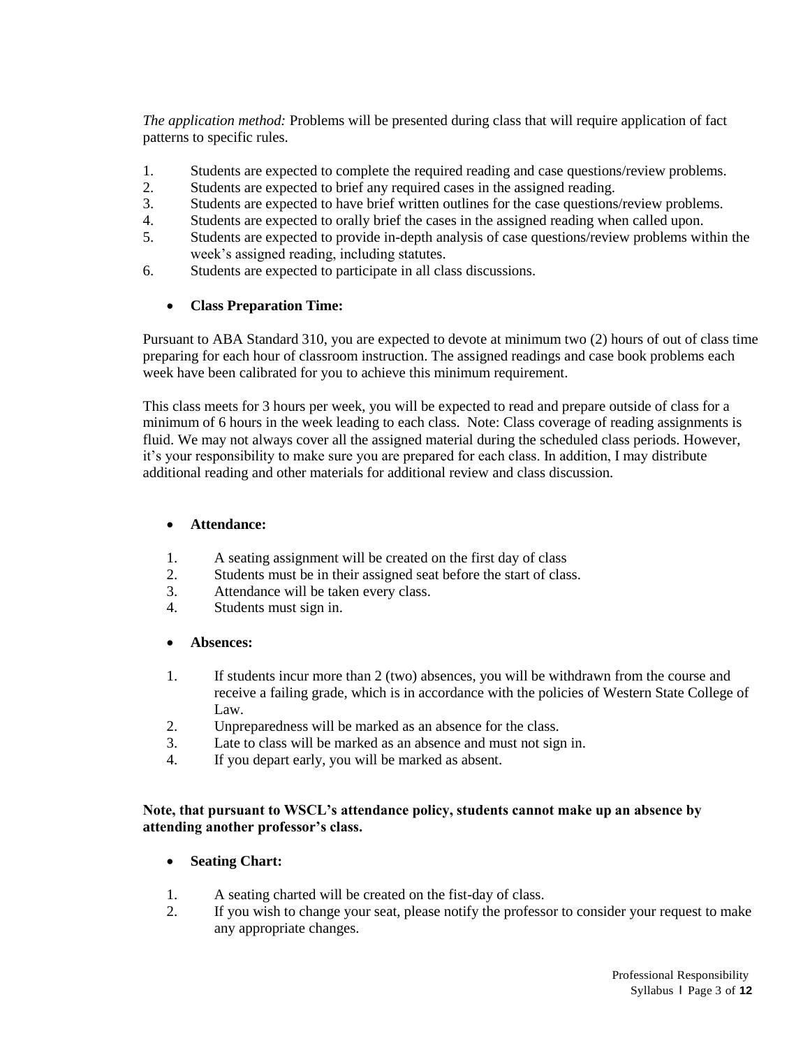*The application method:* Problems will be presented during class that will require application of fact patterns to specific rules.

1. Students are expected to complete the required reading and case questions/review problems.
2. Students are expected to brief any required cases in the assigned reading.
3. Students are expected to have brief written outlines for the case questions/review problems.
4. Students are expected to orally brief the cases in the assigned reading when called upon.
5. Students are expected to provide in-depth analysis of case questions/review problems within the week's assigned reading, including statutes.
6. Students are expected to participate in all class discussions.

- **Class Preparation Time:**

Pursuant to ABA Standard 310, you are expected to devote at minimum two (2) hours of out of class time preparing for each hour of classroom instruction. The assigned readings and case book problems each week have been calibrated for you to achieve this minimum requirement.

This class meets for 3 hours per week, you will be expected to read and prepare outside of class for a minimum of 6 hours in the week leading to each class. Note: Class coverage of reading assignments is fluid. We may not always cover all the assigned material during the scheduled class periods. However, it's your responsibility to make sure you are prepared for each class. In addition, I may distribute additional reading and other materials for additional review and class discussion.

- **Attendance:**

1. A seating assignment will be created on the first day of class
2. Students must be in their assigned seat before the start of class.
3. Attendance will be taken every class.
4. Students must sign in.

- **Absences:**

1. If students incur more than 2 (two) absences, you will be withdrawn from the course and receive a failing grade, which is in accordance with the policies of Western State College of Law.
2. Unpreparedness will be marked as an absence for the class.
3. Late to class will be marked as an absence and must not sign in.
4. If you depart early, you will be marked as absent.

**Note, that pursuant to WSCL's attendance policy, students cannot make up an absence by attending another professor's class.**

- **Seating Chart:**

1. A seating charted will be created on the fist-day of class.
2. If you wish to change your seat, please notify the professor to consider your request to make any appropriate changes.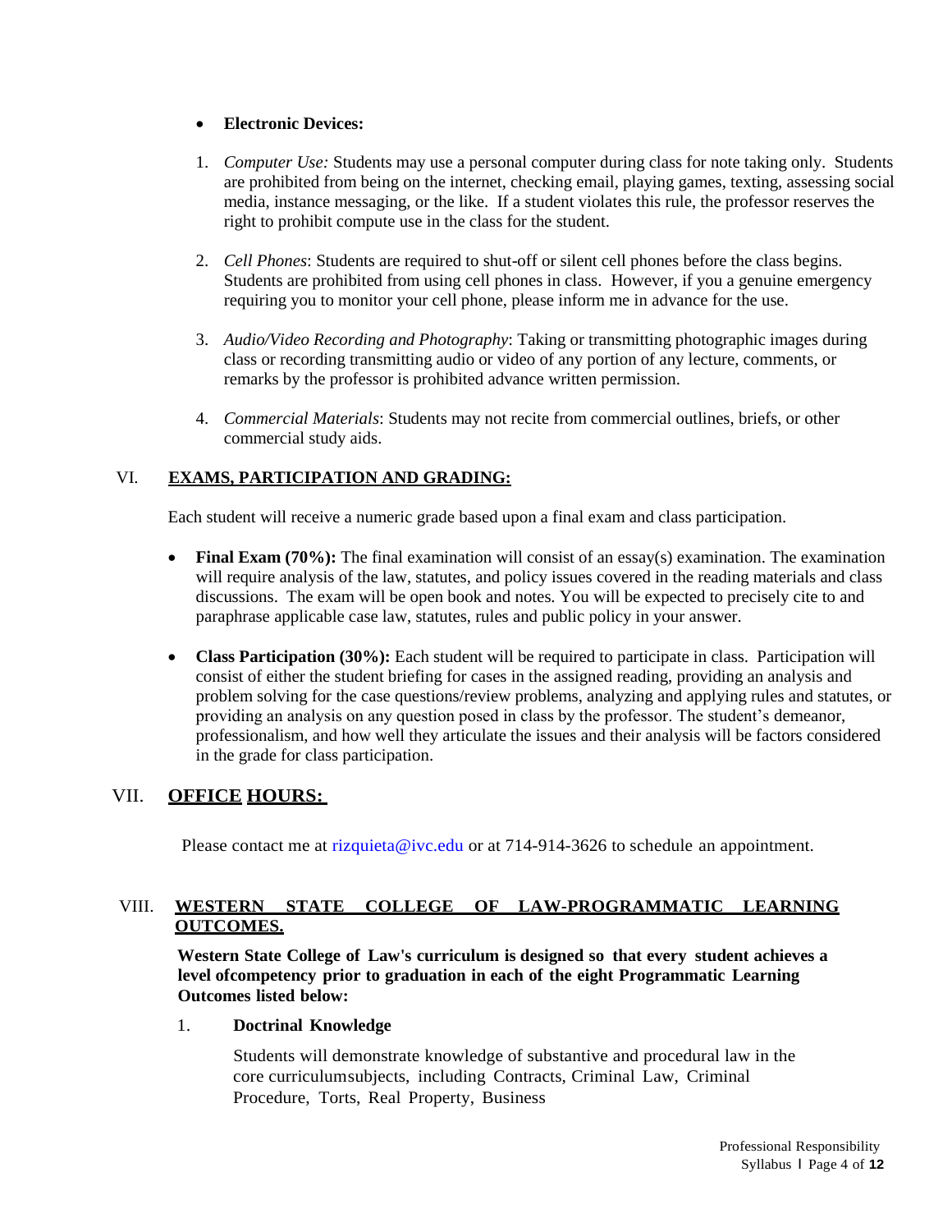- **Electronic Devices:**

1. *Computer Use:* Students may use a personal computer during class for note taking only. Students are prohibited from being on the internet, checking email, playing games, texting, assessing social media, instance messaging, or the like. If a student violates this rule, the professor reserves the right to prohibit compute use in the class for the student.

2. *Cell Phones*: Students are required to shut-off or silent cell phones before the class begins. Students are prohibited from using cell phones in class. However, if you a genuine emergency requiring you to monitor your cell phone, please inform me in advance for the use.

3. *Audio/Video Recording and Photography*: Taking or transmitting photographic images during class or recording transmitting audio or video of any portion of any lecture, comments, or remarks by the professor is prohibited advance written permission.

4. *Commercial Materials*: Students may not recite from commercial outlines, briefs, or other commercial study aids.

## VI. EXAMS, PARTICIPATION AND GRADING:

Each student will receive a numeric grade based upon a final exam and class participation.

- **Final Exam (70%):** The final examination will consist of an essay(s) examination. The examination will require analysis of the law, statutes, and policy issues covered in the reading materials and class discussions. The exam will be open book and notes. You will be expected to precisely cite to and paraphrase applicable case law, statutes, rules and public policy in your answer.

- **Class Participation (30%):** Each student will be required to participate in class. Participation will consist of either the student briefing for cases in the assigned reading, providing an analysis and problem solving for the case questions/review problems, analyzing and applying rules and statutes, or providing an analysis on any question posed in class by the professor. The student's demeanor, professionalism, and how well they articulate the issues and their analysis will be factors considered in the grade for class participation.

## VII. OFFICE HOURS:

Please contact me at rizquieta@ivc.edu or at 714-914-3626 to schedule an appointment.

## VIII. WESTERN STATE COLLEGE OF LAW-PROGRAMMATIC LEARNING OUTCOMES.

**Western State College of Law's curriculum is designed so that every student achieves a level ofcompetency prior to graduation in each of the eight Programmatic Learning Outcomes listed below:**

1. **Doctrinal Knowledge**

   Students will demonstrate knowledge of substantive and procedural law in the core curriculumsubjects, including Contracts, Criminal Law, Criminal Procedure, Torts, Real Property, Business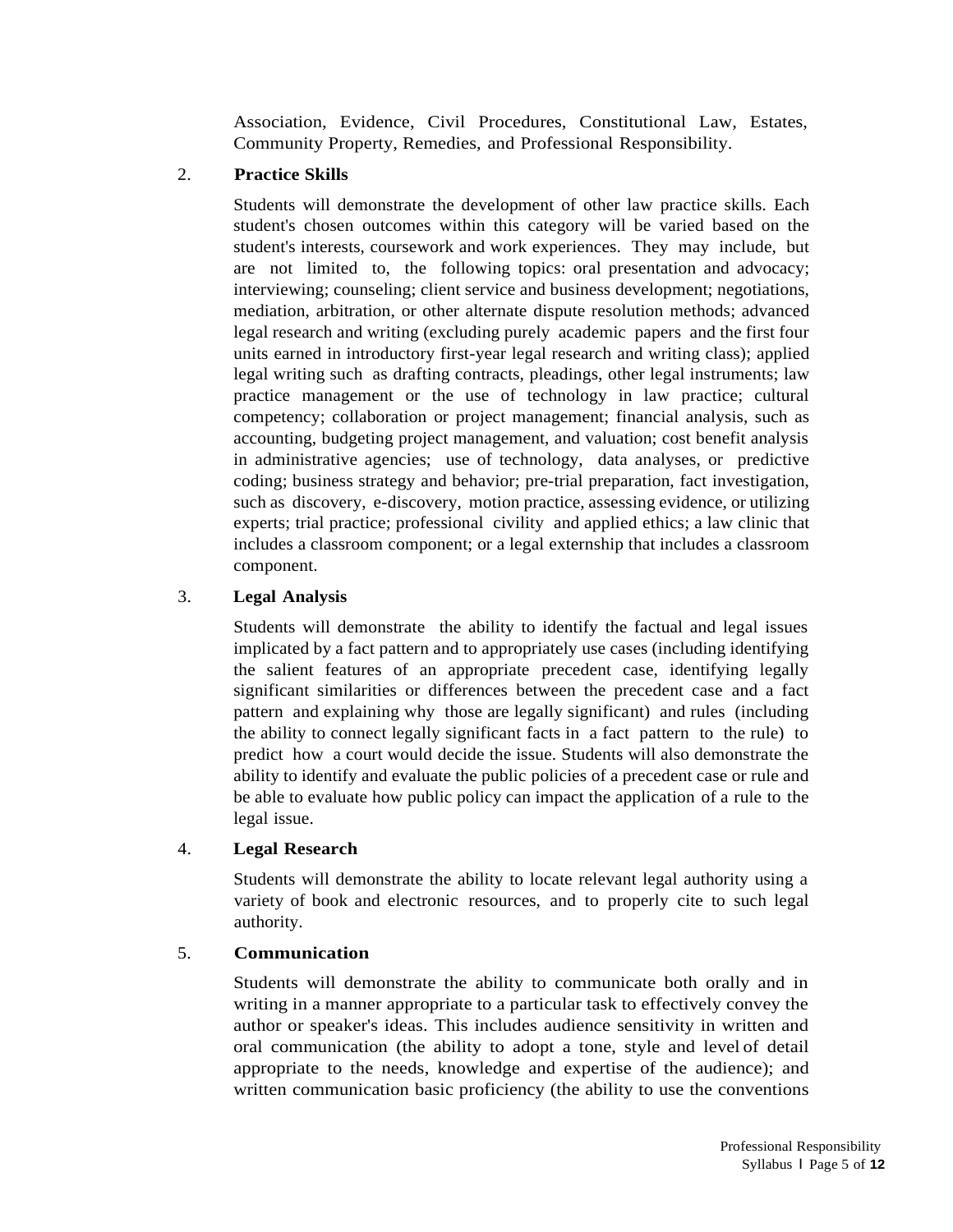Association, Evidence, Civil Procedures, Constitutional Law, Estates, Community Property, Remedies, and Professional Responsibility.

2. **Practice Skills**

   Students will demonstrate the development of other law practice skills. Each student's chosen outcomes within this category will be varied based on the student's interests, coursework and work experiences. They may include, but are not limited to, the following topics: oral presentation and advocacy; interviewing; counseling; client service and business development; negotiations, mediation, arbitration, or other alternate dispute resolution methods; advanced legal research and writing (excluding purely academic papers and the first four units earned in introductory first-year legal research and writing class); applied legal writing such as drafting contracts, pleadings, other legal instruments; law practice management or the use of technology in law practice; cultural competency; collaboration or project management; financial analysis, such as accounting, budgeting project management, and valuation; cost benefit analysis in administrative agencies; use of technology, data analyses, or predictive coding; business strategy and behavior; pre-trial preparation, fact investigation, such as discovery, e-discovery, motion practice, assessing evidence, or utilizing experts; trial practice; professional civility and applied ethics; a law clinic that includes a classroom component; or a legal externship that includes a classroom component.

3. **Legal Analysis**

   Students will demonstrate the ability to identify the factual and legal issues implicated by a fact pattern and to appropriately use cases (including identifying the salient features of an appropriate precedent case, identifying legally significant similarities or differences between the precedent case and a fact pattern and explaining why those are legally significant) and rules (including the ability to connect legally significant facts in a fact pattern to the rule) to predict how a court would decide the issue. Students will also demonstrate the ability to identify and evaluate the public policies of a precedent case or rule and be able to evaluate how public policy can impact the application of a rule to the legal issue.

4. **Legal Research**

   Students will demonstrate the ability to locate relevant legal authority using a variety of book and electronic resources, and to properly cite to such legal authority.

5. **Communication**

   Students will demonstrate the ability to communicate both orally and in writing in a manner appropriate to a particular task to effectively convey the author or speaker's ideas. This includes audience sensitivity in written and oral communication (the ability to adopt a tone, style and level of detail appropriate to the needs, knowledge and expertise of the audience); and written communication basic proficiency (the ability to use the conventions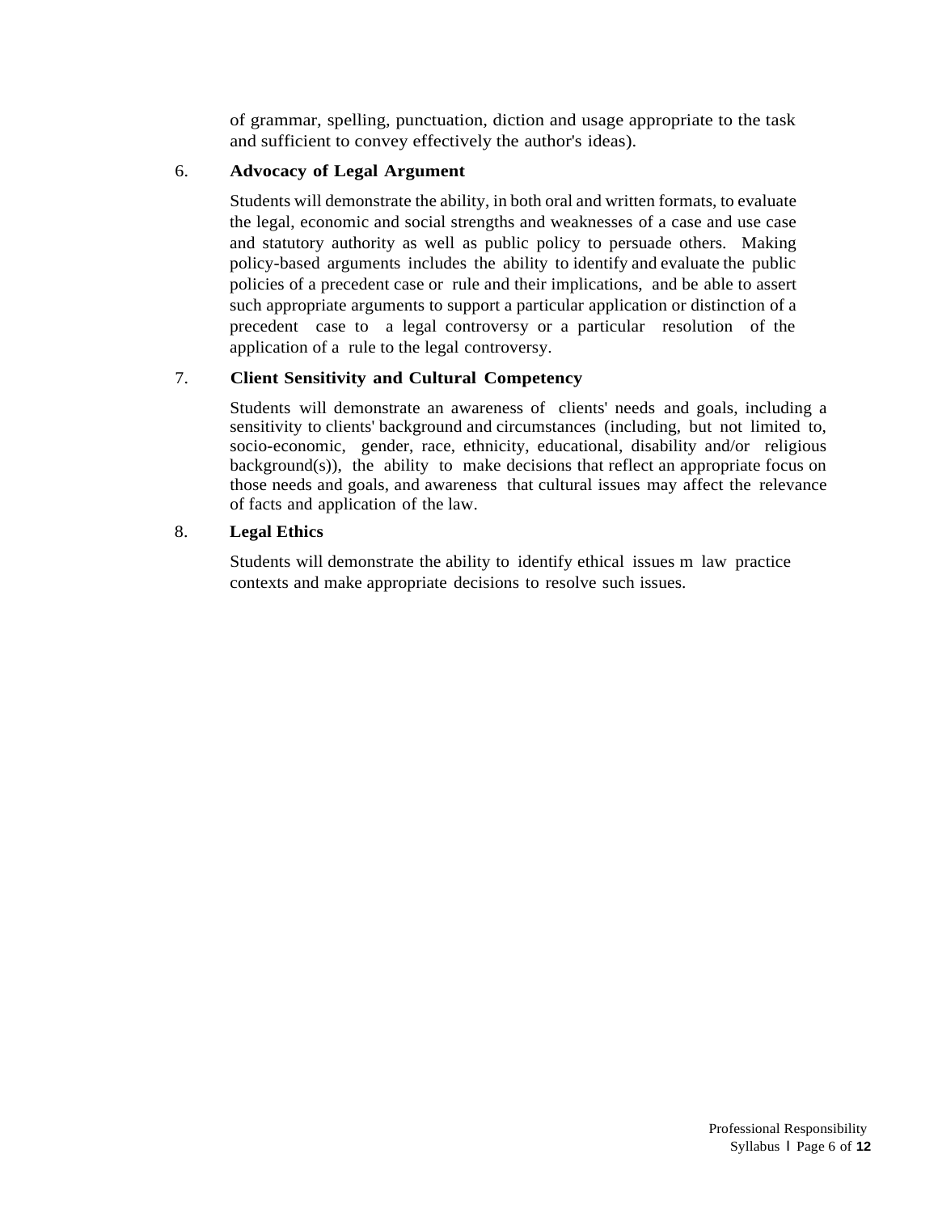of grammar, spelling, punctuation, diction and usage appropriate to the task and sufficient to convey effectively the author's ideas).

6. **Advocacy of Legal Argument**

   Students will demonstrate the ability, in both oral and written formats, to evaluate the legal, economic and social strengths and weaknesses of a case and use case and statutory authority as well as public policy to persuade others. Making policy-based arguments includes the ability to identify and evaluate the public policies of a precedent case or rule and their implications, and be able to assert such appropriate arguments to support a particular application or distinction of a precedent case to a legal controversy or a particular resolution of the application of a rule to the legal controversy.

7. **Client Sensitivity and Cultural Competency**

   Students will demonstrate an awareness of clients' needs and goals, including a sensitivity to clients' background and circumstances (including, but not limited to, socio-economic, gender, race, ethnicity, educational, disability and/or religious background(s)), the ability to make decisions that reflect an appropriate focus on those needs and goals, and awareness that cultural issues may affect the relevance of facts and application of the law.

8. **Legal Ethics**

   Students will demonstrate the ability to identify ethical issues m law practice contexts and make appropriate decisions to resolve such issues.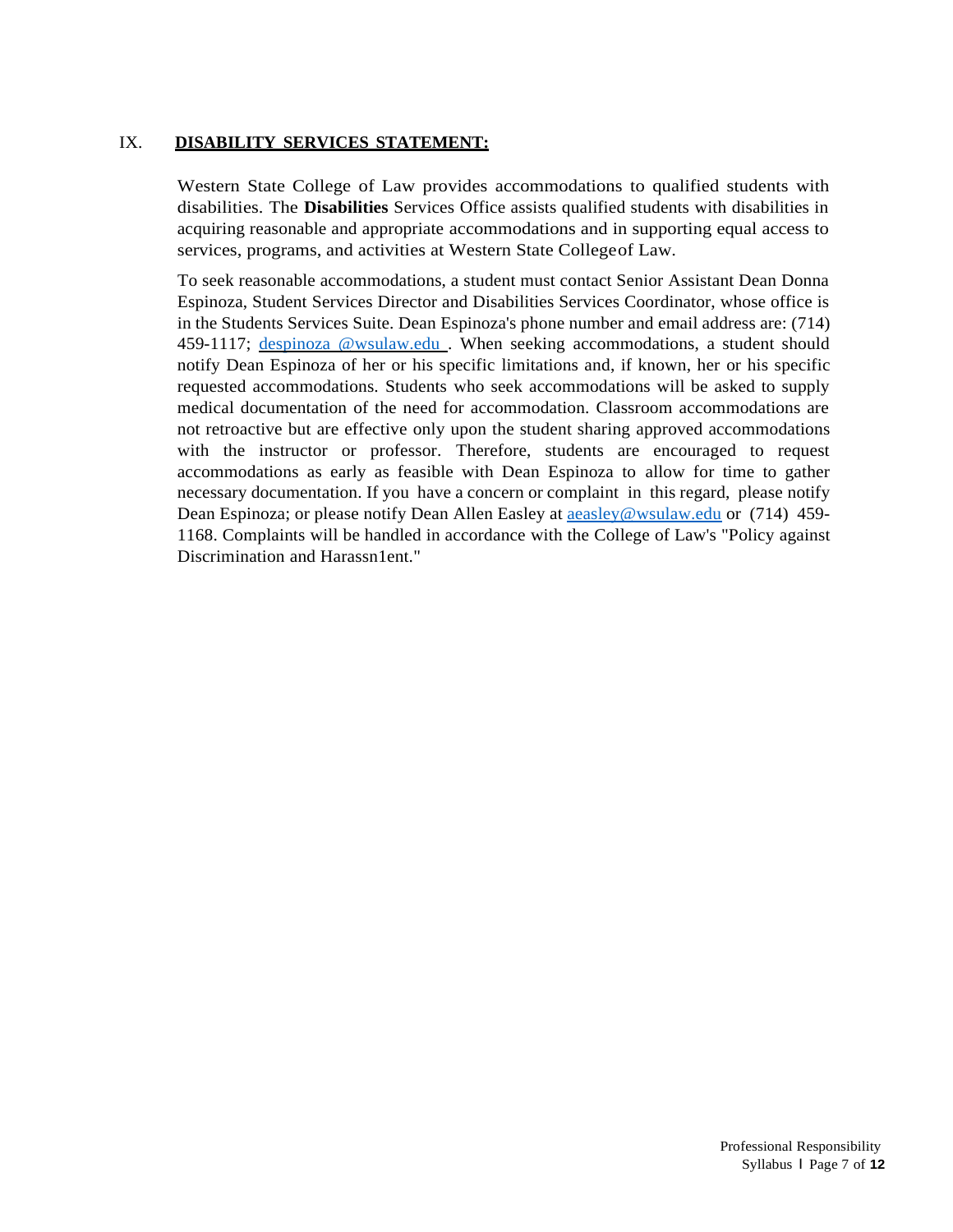## IX. **DISABILITY SERVICES STATEMENT:**

Western State College of Law provides accommodations to qualified students with disabilities. The **Disabilities** Services Office assists qualified students with disabilities in acquiring reasonable and appropriate accommodations and in supporting equal access to services, programs, and activities at Western State College of Law.

To seek reasonable accommodations, a student must contact Senior Assistant Dean Donna Espinoza, Student Services Director and Disabilities Services Coordinator, whose office is in the Students Services Suite. Dean Espinoza's phone number and email address are: (714) 459-1117; despinoza @wsulaw.edu . When seeking accommodations, a student should notify Dean Espinoza of her or his specific limitations and, if known, her or his specific requested accommodations. Students who seek accommodations will be asked to supply medical documentation of the need for accommodation. Classroom accommodations are not retroactive but are effective only upon the student sharing approved accommodations with the instructor or professor. Therefore, students are encouraged to request accommodations as early as feasible with Dean Espinoza to allow for time to gather necessary documentation. If you have a concern or complaint in this regard, please notify Dean Espinoza; or please notify Dean Allen Easley at aeasley@wsulaw.edu or (714) 459-1168. Complaints will be handled in accordance with the College of Law's "Policy against Discrimination and Harassn1ent."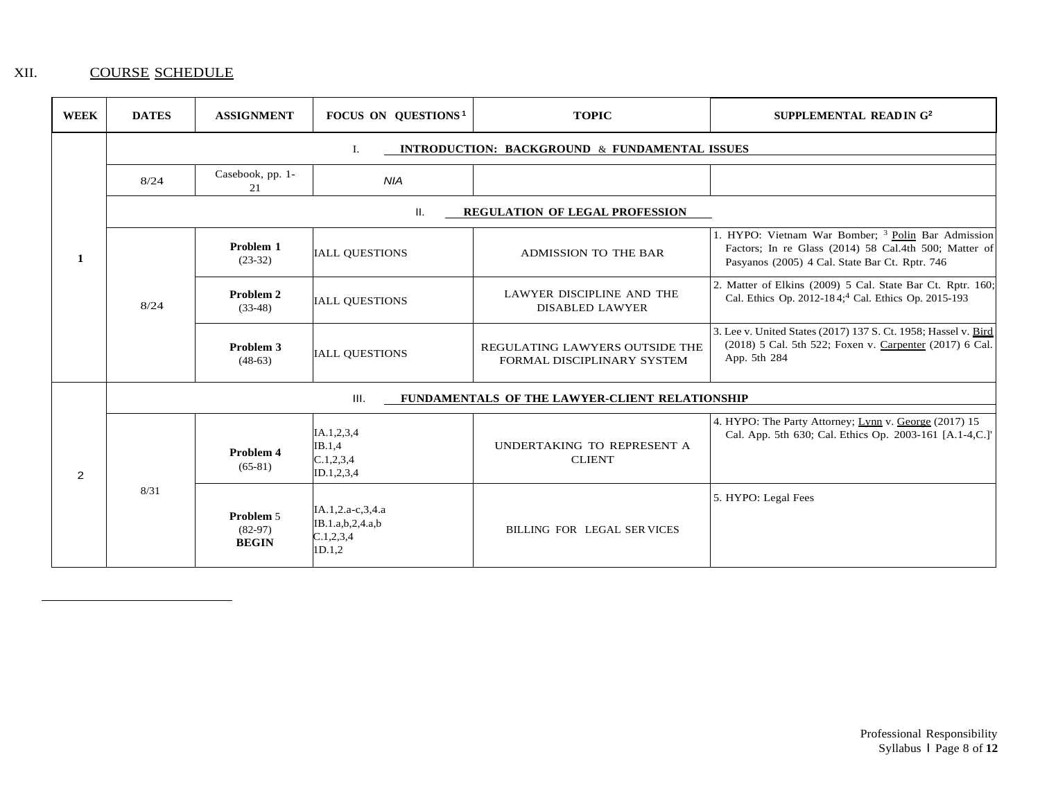# XII. COURSE SCHEDULE

| WEEK | DATES | ASSIGNMENT | FOCUS ON QUESTIONS[1] | TOPIC | SUPPLEMENTAL READING[2] |
|---|---|---|---|---|---|
| 1 | | | I. **INTRODUCTION: BACKGROUND & FUNDAMENTAL ISSUES** | | |
| | 8/24 | Casebook, pp. 1-21 | N/A | | |
| | | | II. **REGULATION OF LEGAL PROFESSION** | | |
| | 8/24 | **Problem 1** (23-32) | ALL QUESTIONS | ADMISSION TO THE BAR | 1. HYPO: Vietnam War Bomber; [3] Polin Bar Admission Factors; In re Glass (2014) 58 Cal.4th 500; Matter of Pasyanos (2005) 4 Cal. State Bar Ct. Rptr. 746 |
| | | **Problem 2** (33-48) | ALL QUESTIONS | LAWYER DISCIPLINE AND THE DISABLED LAWYER | 2. Matter of Elkins (2009) 5 Cal. State Bar Ct. Rptr. 160; Cal. Ethics Op. 2012-184;[4] Cal. Ethics Op. 2015-193 |
| | | **Problem 3** (48-63) | ALL QUESTIONS | REGULATING LAWYERS OUTSIDE THE FORMAL DISCIPLINARY SYSTEM | 3. Lee v. United States (2017) 137 S. Ct. 1958; Hassel v. Bird (2018) 5 Cal. 5th 522; Foxen v. Carpenter (2017) 6 Cal. App. 5th 284 |
| 2 | | | III. **FUNDAMENTALS OF THE LAWYER-CLIENT RELATIONSHIP** | | |
| | 8/31 | **Problem 4** (65-81) | IA.1,2,3,4<br>IB.1,4<br>C.1,2,3,4<br>ID.1,2,3,4 | UNDERTAKING TO REPRESENT A CLIENT | 4. HYPO: The Party Attorney; Lynn v. George (2017) 15 Cal. App. 5th 630; Cal. Ethics Op. 2003-161 [A.1-4,C.]' |
| | | **Problem 5** (82-97) **BEGIN** | IA.1,2.a-c,3,4.a<br>IB.1.a,b,2,4.a,b<br>C.1,2,3,4<br>1D.1,2 | BILLING FOR LEGAL SERVICES | 5. HYPO: Legal Fees |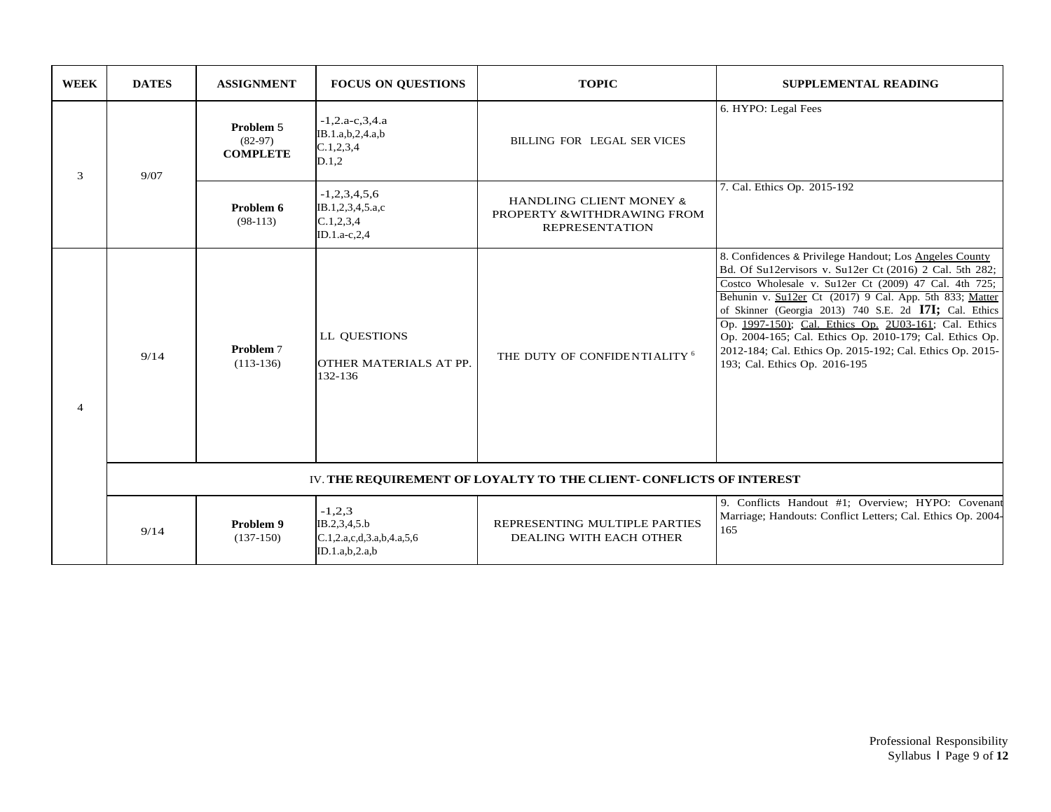| WEEK | DATES | ASSIGNMENT | FOCUS ON QUESTIONS | TOPIC | SUPPLEMENTAL READING |
|---|---|---|---|---|---|
| 3 | 9/07 | **Problem** 5 (82-97) **COMPLETE** | -1,2.a-c,3,4.a IB.1.a,b,2,4.a,b C.1,2,3,4 D.1,2 | BILLING FOR LEGAL SER VICES | 6. HYPO: Legal Fees |
| | | **Problem 6** (98-113) | -1,2,3,4,5,6 IB.1,2,3,4,5.a,c C.1,2,3,4 ID.1.a-c,2,4 | HANDLING CLIENT MONEY & PROPERTY &WITHDRAWING FROM REPRESENTATION | 7. Cal. Ethics Op. 2015-192 |
| 4 | 9/14 | **Problem** 7 (113-136) | LL QUESTIONS OTHER MATERIALS AT PP. 132-136 | THE DUTY OF CONFIDENTIALITY [6] | 8. Confidences & Privilege Handout; Los Angeles County Bd. Of Su12ervisors v. Su12er Ct (2016) 2 Cal. 5th 282; Costco Wholesale v. Su12er Ct (2009) 47 Cal. 4th 725; Behunin v. Su12er Ct (2017) 9 Cal. App. 5th 833; Matter of Skinner (Georgia 2013) 740 S.E. 2d **I7I;** Cal. Ethics Op. 1997-150); Cal. Ethics Op. 2U03-161; Cal. Ethics Op. 2004-165; Cal. Ethics Op. 2010-179; Cal. Ethics Op. 2012-184; Cal. Ethics Op. 2015-192; Cal. Ethics Op. 2015-193; Cal. Ethics Op. 2016-195 |
| | IV. **THE REQUIREMENT OF LOYALTY TO THE CLIENT- CONFLICTS OF INTEREST** | | | | |
| | 9/14 | **Problem 9** (137-150) | -1,2,3 IB.2,3,4,5.b C.1,2.a,c,d,3.a,b,4.a,5,6 ID.1.a,b,2.a,b | REPRESENTING MULTIPLE PARTIES DEALING WITH EACH OTHER | 9. Conflicts Handout #1; Overview; HYPO: Covenant Marriage; Handouts: Conflict Letters; Cal. Ethics Op. 2004-165 |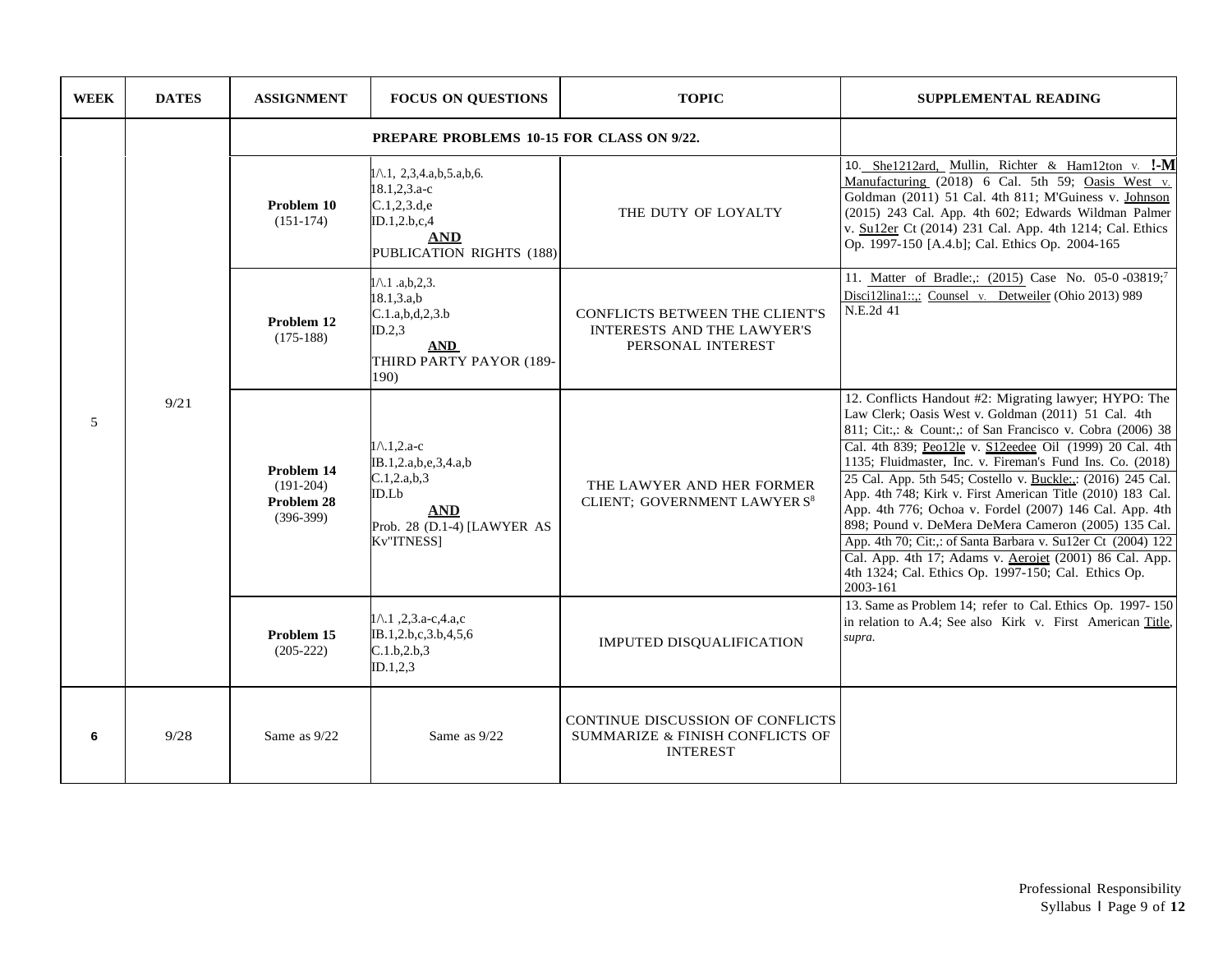| WEEK | DATES | ASSIGNMENT | FOCUS ON QUESTIONS | TOPIC | SUPPLEMENTAL READING |
|---|---|---|---|---|---|
| | | **PREPARE PROBLEMS 10-15 FOR CLASS ON 9/22.** | | | |
| 5 | 9/21 | **Problem 10** (151-174) | 1/\.1, 2,3,4.a,b,5.a,b,6. 18.1,2,3.a-c C.1,2,3.d,e ID.1,2.b,c,4 **AND** PUBLICATION RIGHTS (188) | THE DUTY OF LOYALTY | 10. She1212ard, Mullin, Richter & Ham12ton v. !-M Manufacturing (2018) 6 Cal. 5th 59; Oasis West v. Goldman (2011) 51 Cal. 4th 811; M'Guiness v. Johnson (2015) 243 Cal. App. 4th 602; Edwards Wildman Palmer v. Su12er Ct (2014) 231 Cal. App. 4th 1214; Cal. Ethics Op. 1997-150 [A.4.b]; Cal. Ethics Op. 2004-165 |
| | | **Problem 12** (175-188) | 1/\.1 .a,b,2,3. 18.1,3.a,b C.1.a,b,d,2,3.b ID.2,3 **AND** THIRD PARTY PAYOR (189-190) | CONFLICTS BETWEEN THE CLIENT'S INTERESTS AND THE LAWYER'S PERSONAL INTEREST | 11. Matter of Bradle:,: (2015) Case No. 05-0 -03819;[7] Disci12lina1:;,: Counsel v. Detweiler (Ohio 2013) 989 N.E.2d 41 |
| | | **Problem 14** (191-204) **Problem 28** (396-399) | 1/\.1,2.a-c IB.1,2.a,b,e,3,4.a,b C.1,2.a,b,3 ID.Lb **AND** Prob. 28 (D.1-4) [LAWYER AS Kv"ITNESS] | THE LAWYER AND HER FORMER CLIENT; GOVERNMENT LAWYER S[8] | 12. Conflicts Handout #2: Migrating lawyer; HYPO: The Law Clerk; Oasis West v. Goldman (2011) 51 Cal. 4th 811; Cit:,: & Count:,: of San Francisco v. Cobra (2006) 38 Cal. 4th 839; Peo12le v. S12eedee Oil (1999) 20 Cal. 4th 1135; Fluidmaster, Inc. v. Fireman's Fund Ins. Co. (2018) 25 Cal. App. 5th 545; Costello v. Buckle:,: (2016) 245 Cal. App. 4th 748; Kirk v. First American Title (2010) 183 Cal. App. 4th 776; Ochoa v. Fordel (2007) 146 Cal. App. 4th 898; Pound v. DeMera DeMera Cameron (2005) 135 Cal. App. 4th 70; Cit:,: of Santa Barbara v. Su12er Ct (2004) 122 Cal. App. 4th 17; Adams v. Aerojet (2001) 86 Cal. App. 4th 1324; Cal. Ethics Op. 1997-150; Cal. Ethics Op. 2003-161 |
| | | **Problem 15** (205-222) | 1/\.1 ,2,3.a-c,4.a,c IB.1,2.b,c,3.b,4,5,6 C.1.b,2.b,3 ID.1,2,3 | IMPUTED DISQUALIFICATION | 13. Same as Problem 14; refer to Cal. Ethics Op. 1997- 150 in relation to A.4; See also Kirk v. First American Title, *supra.* |
| **6** | 9/28 | Same as 9/22 | Same as 9/22 | CONTINUE DISCUSSION OF CONFLICTS SUMMARIZE & FINISH CONFLICTS OF INTEREST | |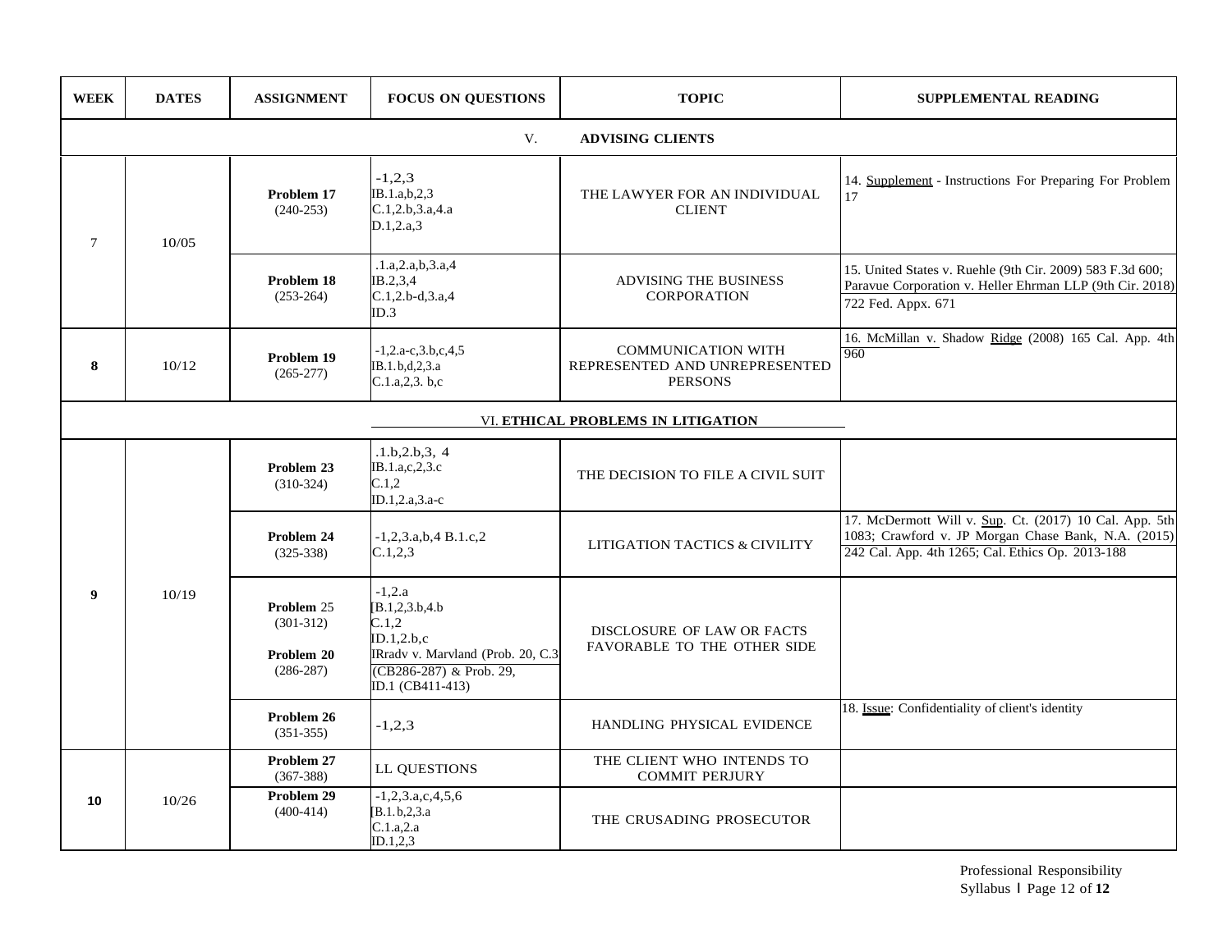| WEEK | DATES | ASSIGNMENT | FOCUS ON QUESTIONS | TOPIC | SUPPLEMENTAL READING |
|---|---|---|---|---|---|
| | | | V. **ADVISING CLIENTS** | | |
| 7 | 10/05 | **Problem 17** (240-253) | -1,2,3 IB.1.a,b,2,3 C.1,2.b,3.a,4.a D.1,2.a,3 | THE LAWYER FOR AN INDIVIDUAL CLIENT | 14. Supplement - Instructions For Preparing For Problem 17 |
| | | **Problem 18** (253-264) | .1.a,2.a,b,3.a,4 IB.2,3,4 C.1,2.b-d,3.a,4 ID.3 | ADVISING THE BUSINESS CORPORATION | 15. United States v. Ruehle (9th Cir. 2009) 583 F.3d 600; Paravue Corporation v. Heller Ehrman LLP (9th Cir. 2018) 722 Fed. Appx. 671 |
| **8** | 10/12 | **Problem 19** (265-277) | -1,2.a-c,3.b,c,4,5 IB.1.b,d,2,3.a C.1.a,2,3. b,c | COMMUNICATION WITH REPRESENTED AND UNREPRESENTED PERSONS | 16. McMillan v. Shadow Ridge (2008) 165 Cal. App. 4th 960 |
| | | | VI. **ETHICAL PROBLEMS IN LITIGATION** | | |
| **9** | 10/19 | **Problem 23** (310-324) | .1.b,2.b,3, 4 IB.1.a,c,2,3.c C.1,2 ID.1,2.a,3.a-c | THE DECISION TO FILE A CIVIL SUIT | |
| | | **Problem 24** (325-338) | -1,2,3.a,b,4 B.1.c,2 C.1,2,3 | LITIGATION TACTICS & CIVILITY | 17. McDermott Will v. Sup. Ct. (2017) 10 Cal. App. 5th 1083; Crawford v. JP Morgan Chase Bank, N.A. (2015) 242 Cal. App. 4th 1265; Cal. Ethics Op. 2013-188 |
| | | **Problem** 25 (301-312) **Problem 20** (286-287) | -1,2.a [B.1,2,3.b,4.b C.1,2 ID.1,2.b,c IRradv v. Marvland (Prob. 20, C.3 (CB286-287) & Prob. 29, ID.1 (CB411-413) | DISCLOSURE OF LAW OR FACTS FAVORABLE TO THE OTHER SIDE | |
| | | **Problem 26** (351-355) | -1,2,3 | HANDLING PHYSICAL EVIDENCE | 18. Issue: Confidentiality of client's identity |
| **10** | 10/26 | **Problem 27** (367-388) | LL QUESTIONS | THE CLIENT WHO INTENDS TO COMMIT PERJURY | |
| | | **Problem 29** (400-414) | -1,2,3.a,c,4,5,6 [B.1.b,2,3.a C.1.a,2.a ID.1,2,3 | THE CRUSADING PROSECUTOR | |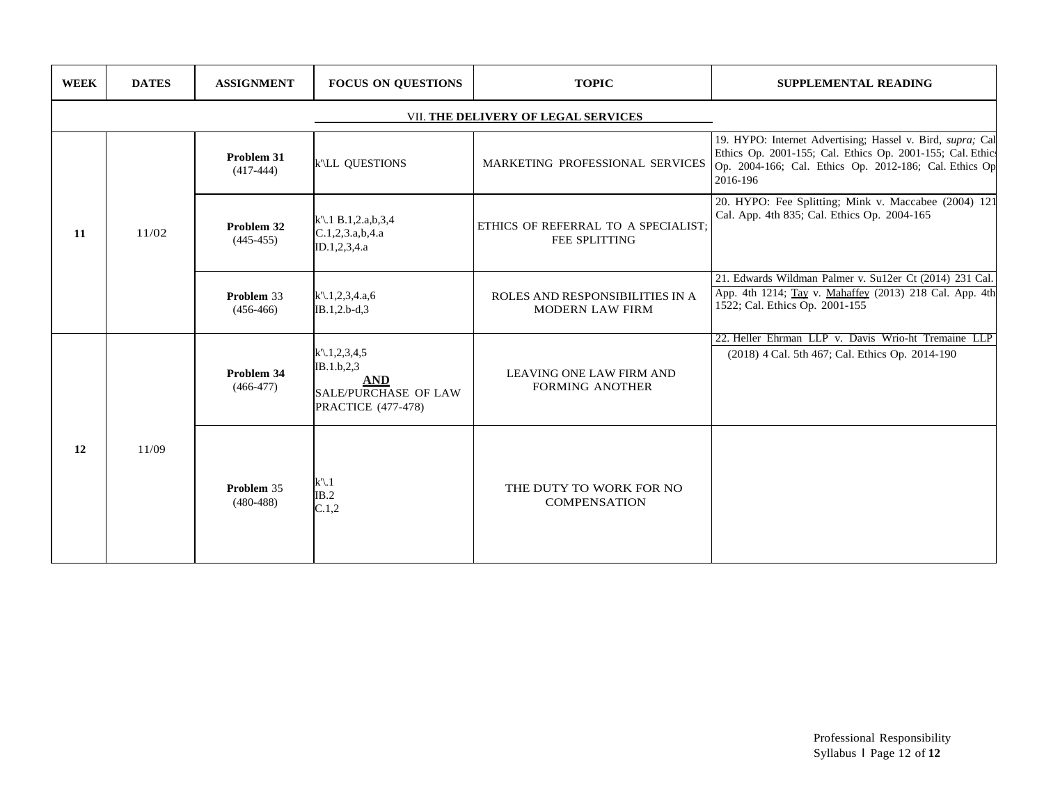| WEEK | DATES | ASSIGNMENT | FOCUS ON QUESTIONS | TOPIC | SUPPLEMENTAL READING |
|---|---|---|---|---|---|
| | | | VII. **THE DELIVERY OF LEGAL SERVICES** | | |
| 11 | 11/02 | **Problem 31** (417-444) | k'\LL QUESTIONS | MARKETING PROFESSIONAL SERVICES | 19. HYPO: Internet Advertising; Hassel v. Bird, *supra;* Cal Ethics Op. 2001-155; Cal. Ethics Op. 2001-155; Cal. Ethics Op. 2004-166; Cal. Ethics Op. 2012-186; Cal. Ethics Op 2016-196 |
| | | **Problem 32** (445-455) | k'\.1 B.1,2.a,b,3,4 C.1,2,3.a,b,4.a ID.1,2,3,4.a | ETHICS OF REFERRAL TO A SPECIALIST; FEE SPLITTING | 20. HYPO: Fee Splitting; Mink v. Maccabee (2004) 121 Cal. App. 4th 835; Cal. Ethics Op. 2004-165 |
| | | **Problem** 33 (456-466) | k'\.1,2,3,4.a,6 IB.1,2.b-d,3 | ROLES AND RESPONSIBILITIES IN A MODERN LAW FIRM | 21. Edwards Wildman Palmer v. Su12er Ct (2014) 231 Cal. App. 4th 1214; Tay v. Mahaffey (2013) 218 Cal. App. 4th 1522; Cal. Ethics Op. 2001-155 |
| 12 | 11/09 | **Problem 34** (466-477) | k'\.1,2,3,4,5 IB.1.b,2,3 **AND** SALE/PURCHASE OF LAW PRACTICE (477-478) | LEAVING ONE LAW FIRM AND FORMING ANOTHER | 22. Heller Ehrman LLP v. Davis Wrio-ht Tremaine LLP (2018) 4 Cal. 5th 467; Cal. Ethics Op. 2014-190 |
| | | **Problem** 35 (480-488) | k'\.1 IB.2 C.1,2 | THE DUTY TO WORK FOR NO COMPENSATION | |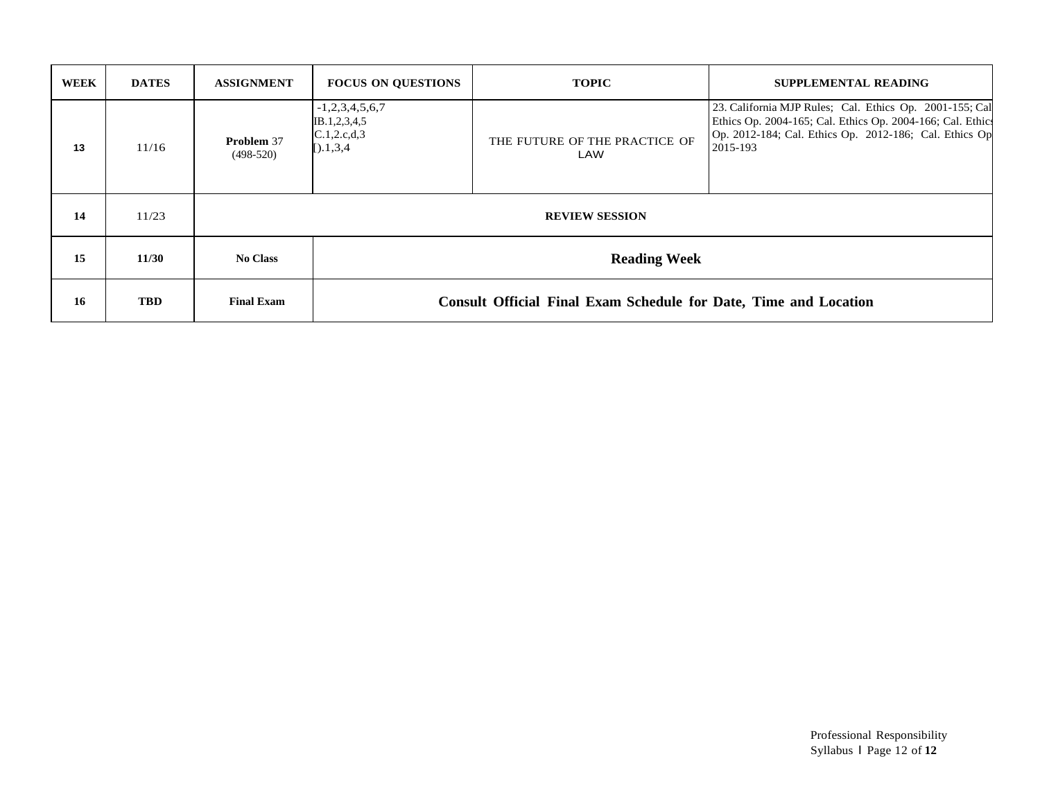| WEEK | DATES | ASSIGNMENT | FOCUS ON QUESTIONS | TOPIC | SUPPLEMENTAL READING |
|---|---|---|---|---|---|
| 13 | 11/16 | **Problem** 37 (498-520) | -1,2,3,4,5,6,7<br>IB.1,2,3,4,5<br>C.1,2.c,d,3<br>[).1,3,4 | THE FUTURE OF THE PRACTICE OF LAW | 23. California MJP Rules; Cal. Ethics Op. 2001-155; Cal Ethics Op. 2004-165; Cal. Ethics Op. 2004-166; Cal. Ethics Op. 2012-184; Cal. Ethics Op. 2012-186; Cal. Ethics Op 2015-193 |
| 14 | 11/23 | **REVIEW SESSION** | | | |
| **15** | **11/30** | **No Class** | **Reading Week** | | |
| **16** | **TBD** | **Final Exam** | **Consult Official Final Exam Schedule for Date, Time and Location** | | |